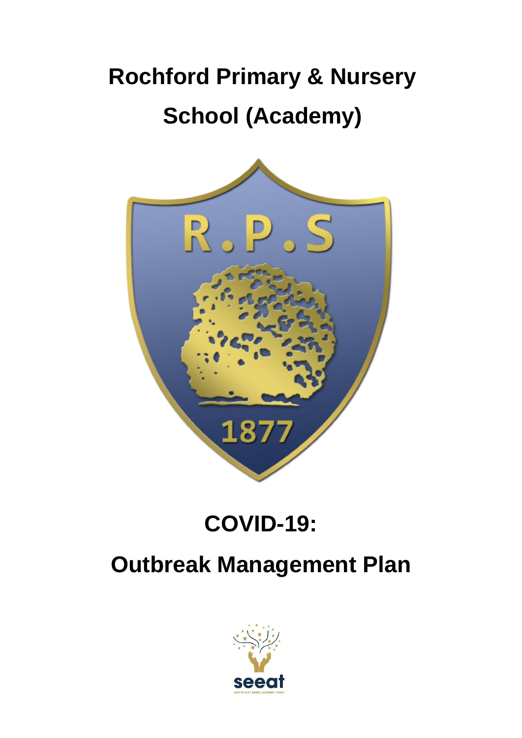# Rochford Primary & Nursery School (Academy)

# COVID-19:

# Outbreak Management Plan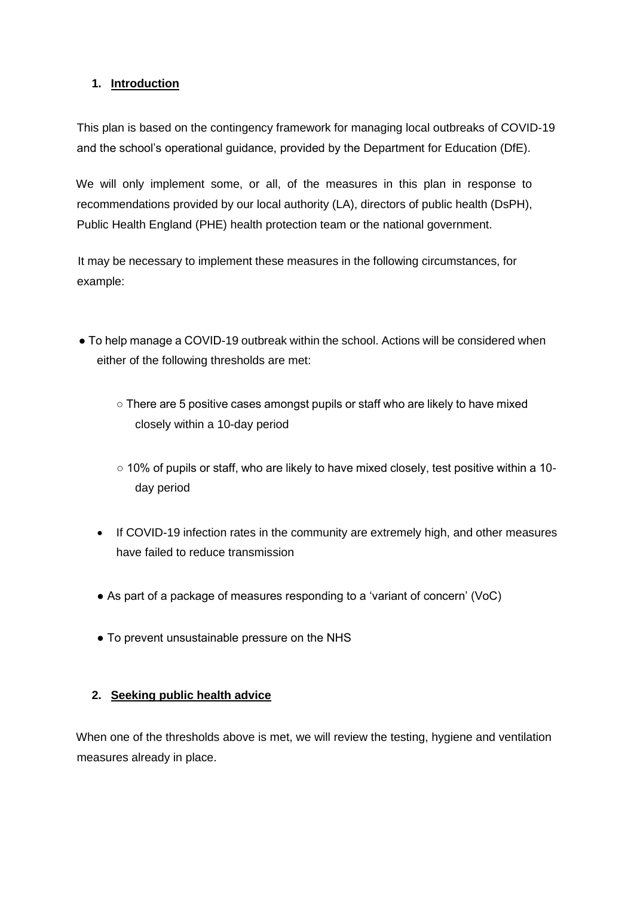## 1. Introduction

This plan is based on the contingency framework for managing local outbreaks of COVID-19 and the school's operational guidance, provided by the Department for Education (DfE).

We will only implement some, or all, of the measures in this plan in response to recommendations provided by our local authority (LA), directors of public health (DsPH), Public Health England (PHE) health protection team or the national government.

It may be necessary to implement these measures in the following circumstances, for example:

- To help manage a COVID-19 outbreak within the school. Actions will be considered when either of the following thresholds are met:
  - There are 5 positive cases amongst pupils or staff who are likely to have mixed closely within a 10-day period
  - 10% of pupils or staff, who are likely to have mixed closely, test positive within a 10-day period
- If COVID-19 infection rates in the community are extremely high, and other measures have failed to reduce transmission
- As part of a package of measures responding to a 'variant of concern' (VoC)
- To prevent unsustainable pressure on the NHS

## 2. Seeking public health advice

When one of the thresholds above is met, we will review the testing, hygiene and ventilation measures already in place.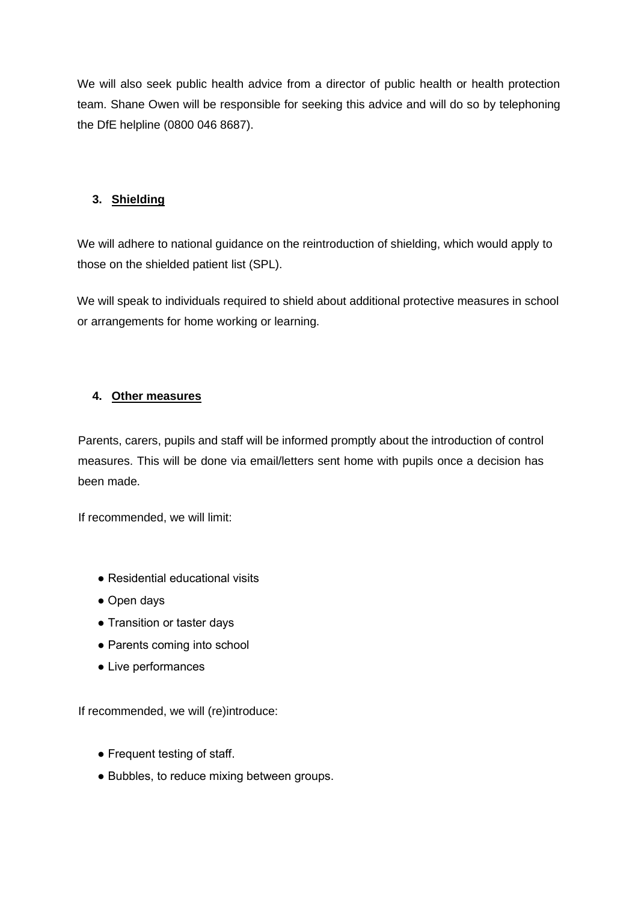We will also seek public health advice from a director of public health or health protection team. Shane Owen will be responsible for seeking this advice and will do so by telephoning the DfE helpline (0800 046 8687).

## 3. Shielding

We will adhere to national guidance on the reintroduction of shielding, which would apply to those on the shielded patient list (SPL).

We will speak to individuals required to shield about additional protective measures in school or arrangements for home working or learning.

## 4. Other measures

Parents, carers, pupils and staff will be informed promptly about the introduction of control measures. This will be done via email/letters sent home with pupils once a decision has been made.

If recommended, we will limit:

- Residential educational visits
- Open days
- Transition or taster days
- Parents coming into school
- Live performances

If recommended, we will (re)introduce:

- Frequent testing of staff.
- Bubbles, to reduce mixing between groups.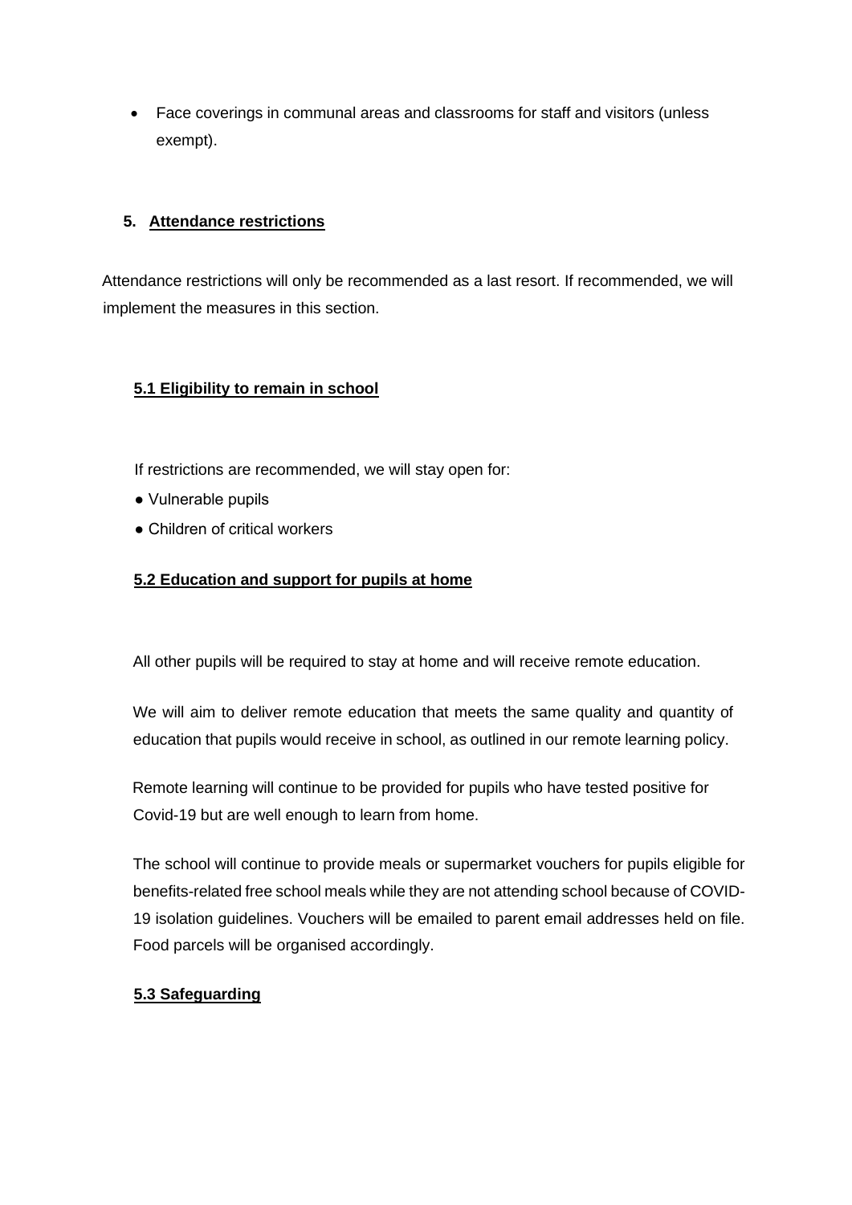- Face coverings in communal areas and classrooms for staff and visitors (unless exempt).

## 5. **Attendance restrictions**

Attendance restrictions will only be recommended as a last resort. If recommended, we will implement the measures in this section.

### **5.1 Eligibility to remain in school**

If restrictions are recommended, we will stay open for:

- Vulnerable pupils
- Children of critical workers

### **5.2 Education and support for pupils at home**

All other pupils will be required to stay at home and will receive remote education.

We will aim to deliver remote education that meets the same quality and quantity of education that pupils would receive in school, as outlined in our remote learning policy.

Remote learning will continue to be provided for pupils who have tested positive for Covid-19 but are well enough to learn from home.

The school will continue to provide meals or supermarket vouchers for pupils eligible for benefits-related free school meals while they are not attending school because of COVID-19 isolation guidelines. Vouchers will be emailed to parent email addresses held on file. Food parcels will be organised accordingly.

### **5.3 Safeguarding**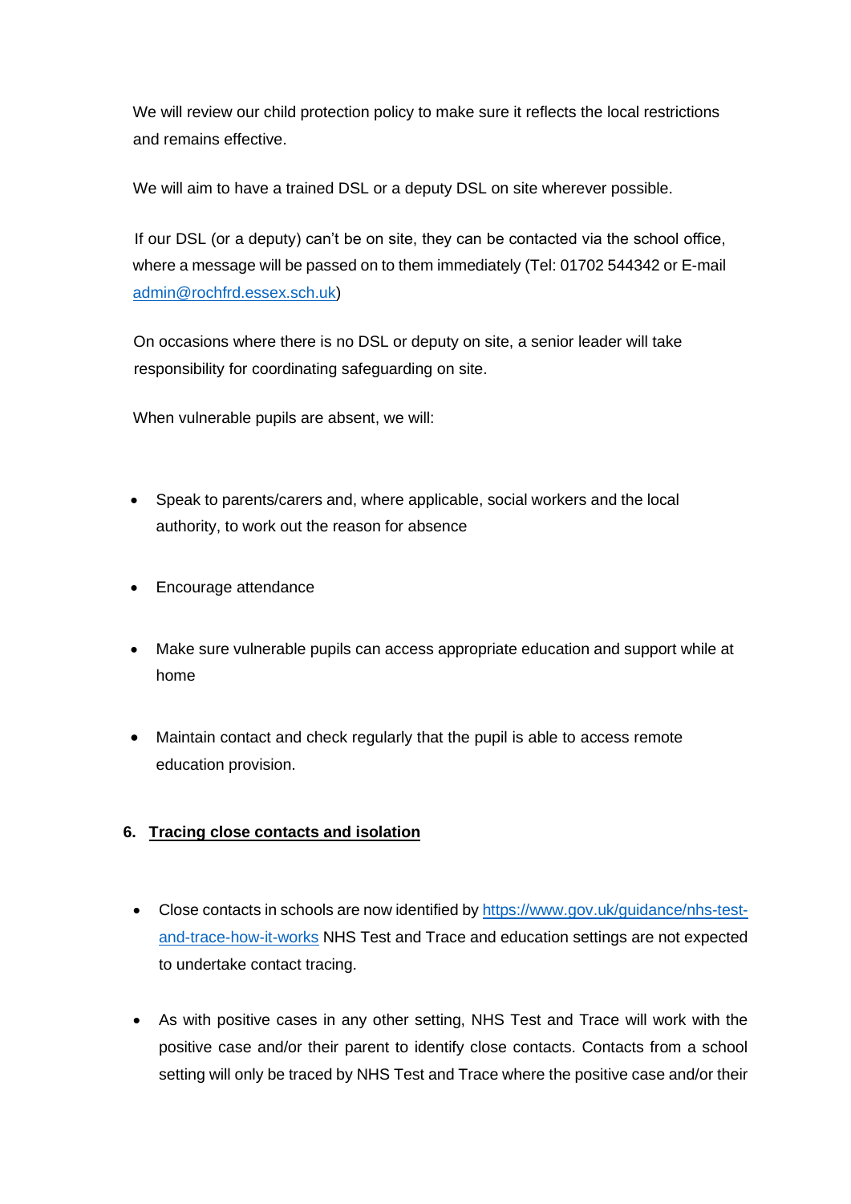We will review our child protection policy to make sure it reflects the local restrictions and remains effective.

We will aim to have a trained DSL or a deputy DSL on site wherever possible.

If our DSL (or a deputy) can't be on site, they can be contacted via the school office, where a message will be passed on to them immediately (Tel: 01702 544342 or E-mail [admin@rochfrd.essex.sch.uk](mailto:admin@rochfrd.essex.sch.uk))

On occasions where there is no DSL or deputy on site, a senior leader will take responsibility for coordinating safeguarding on site.

When vulnerable pupils are absent, we will:

- Speak to parents/carers and, where applicable, social workers and the local authority, to work out the reason for absence
- Encourage attendance
- Make sure vulnerable pupils can access appropriate education and support while at home
- Maintain contact and check regularly that the pupil is able to access remote education provision.

## 6. Tracing close contacts and isolation

- Close contacts in schools are now identified by [https://www.gov.uk/guidance/nhs-test-and-trace-how-it-works](https://www.gov.uk/guidance/nhs-test-and-trace-how-it-works) NHS Test and Trace and education settings are not expected to undertake contact tracing.
- As with positive cases in any other setting, NHS Test and Trace will work with the positive case and/or their parent to identify close contacts. Contacts from a school setting will only be traced by NHS Test and Trace where the positive case and/or their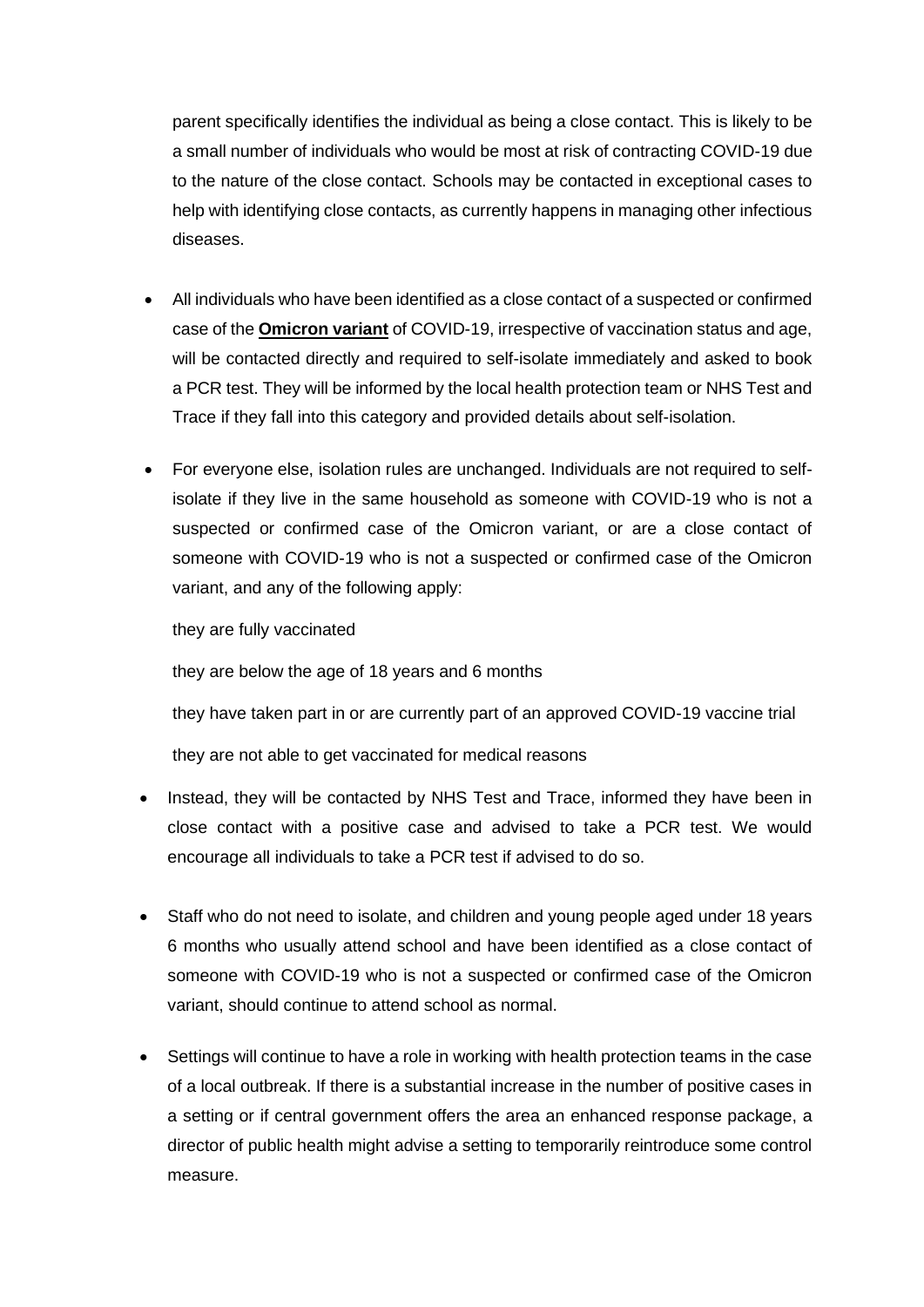parent specifically identifies the individual as being a close contact. This is likely to be a small number of individuals who would be most at risk of contracting COVID-19 due to the nature of the close contact. Schools may be contacted in exceptional cases to help with identifying close contacts, as currently happens in managing other infectious diseases.

- All individuals who have been identified as a close contact of a suspected or confirmed case of the **Omicron variant** of COVID-19, irrespective of vaccination status and age, will be contacted directly and required to self-isolate immediately and asked to book a PCR test. They will be informed by the local health protection team or NHS Test and Trace if they fall into this category and provided details about self-isolation.

- For everyone else, isolation rules are unchanged. Individuals are not required to self-isolate if they live in the same household as someone with COVID-19 who is not a suspected or confirmed case of the Omicron variant, or are a close contact of someone with COVID-19 who is not a suspected or confirmed case of the Omicron variant, and any of the following apply:

  they are fully vaccinated

  they are below the age of 18 years and 6 months

  they have taken part in or are currently part of an approved COVID-19 vaccine trial

  they are not able to get vaccinated for medical reasons

- Instead, they will be contacted by NHS Test and Trace, informed they have been in close contact with a positive case and advised to take a PCR test. We would encourage all individuals to take a PCR test if advised to do so.

- Staff who do not need to isolate, and children and young people aged under 18 years 6 months who usually attend school and have been identified as a close contact of someone with COVID-19 who is not a suspected or confirmed case of the Omicron variant, should continue to attend school as normal.

- Settings will continue to have a role in working with health protection teams in the case of a local outbreak. If there is a substantial increase in the number of positive cases in a setting or if central government offers the area an enhanced response package, a director of public health might advise a setting to temporarily reintroduce some control measure.